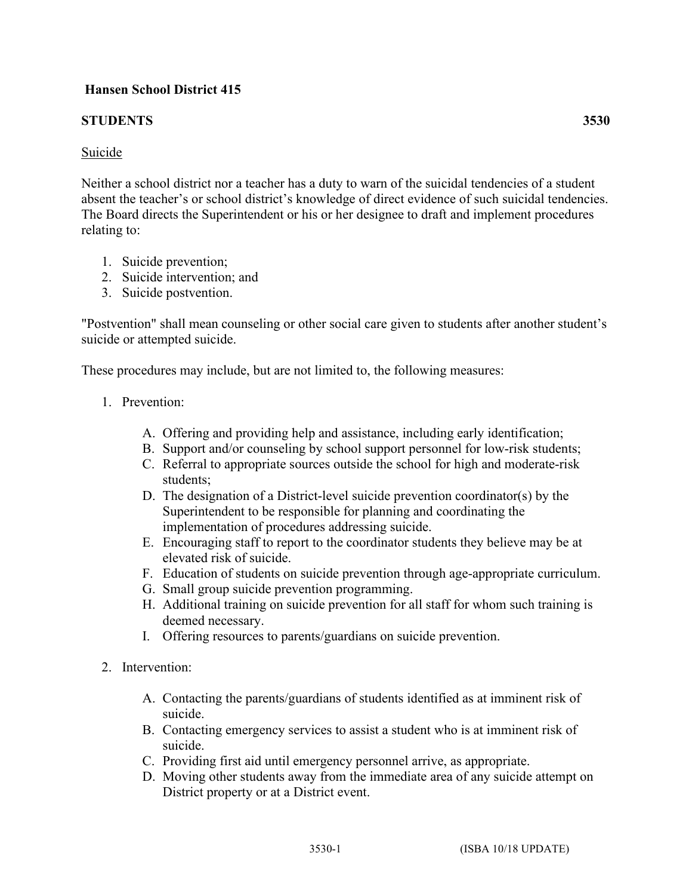**Hansen School District 415**

**STUDENTS** **3530**

Suicide

Neither a school district nor a teacher has a duty to warn of the suicidal tendencies of a student absent the teacher's or school district's knowledge of direct evidence of such suicidal tendencies. The Board directs the Superintendent or his or her designee to draft and implement procedures relating to:

1. Suicide prevention;
2. Suicide intervention; and
3. Suicide postvention.

"Postvention" shall mean counseling or other social care given to students after another student's suicide or attempted suicide.

These procedures may include, but are not limited to, the following measures:

1. Prevention:

   A. Offering and providing help and assistance, including early identification;
   B. Support and/or counseling by school support personnel for low-risk students;
   C. Referral to appropriate sources outside the school for high and moderate-risk students;
   D. The designation of a District-level suicide prevention coordinator(s) by the Superintendent to be responsible for planning and coordinating the implementation of procedures addressing suicide.
   E. Encouraging staff to report to the coordinator students they believe may be at elevated risk of suicide.
   F. Education of students on suicide prevention through age-appropriate curriculum.
   G. Small group suicide prevention programming.
   H. Additional training on suicide prevention for all staff for whom such training is deemed necessary.
   I. Offering resources to parents/guardians on suicide prevention.

2. Intervention:

   A. Contacting the parents/guardians of students identified as at imminent risk of suicide.
   B. Contacting emergency services to assist a student who is at imminent risk of suicide.
   C. Providing first aid until emergency personnel arrive, as appropriate.
   D. Moving other students away from the immediate area of any suicide attempt on District property or at a District event.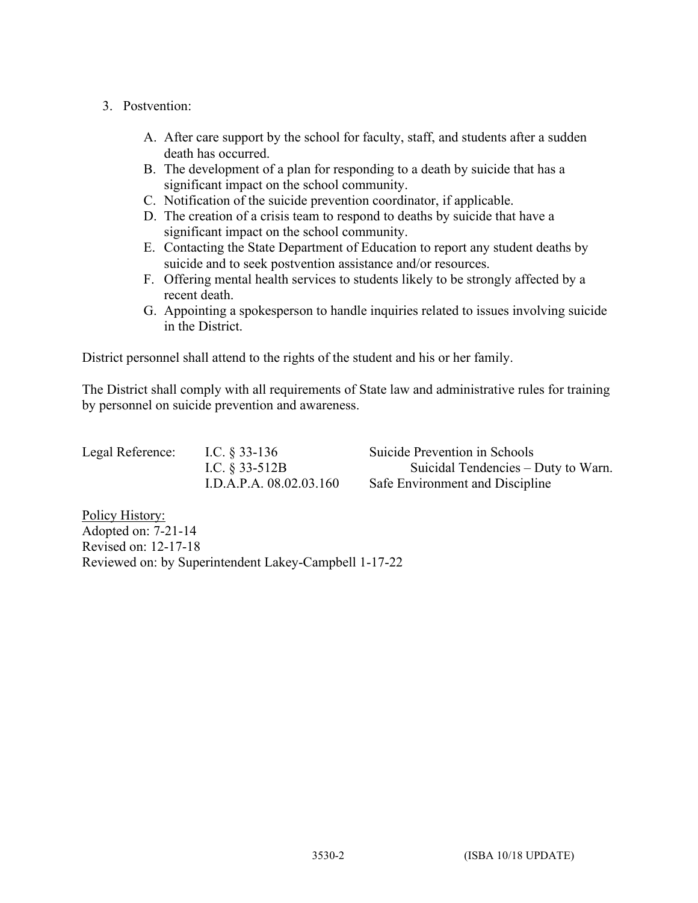3. Postvention:

   A. After care support by the school for faculty, staff, and students after a sudden death has occurred.
   B. The development of a plan for responding to a death by suicide that has a significant impact on the school community.
   C. Notification of the suicide prevention coordinator, if applicable.
   D. The creation of a crisis team to respond to deaths by suicide that have a significant impact on the school community.
   E. Contacting the State Department of Education to report any student deaths by suicide and to seek postvention assistance and/or resources.
   F. Offering mental health services to students likely to be strongly affected by a recent death.
   G. Appointing a spokesperson to handle inquiries related to issues involving suicide in the District.

District personnel shall attend to the rights of the student and his or her family.

The District shall comply with all requirements of State law and administrative rules for training by personnel on suicide prevention and awareness.

| | | |
|---|---|---|
| Legal Reference: | I.C. § 33-136 | Suicide Prevention in Schools |
| | I.C. § 33-512B | Suicidal Tendencies – Duty to Warn. |
| | I.D.A.P.A. 08.02.03.160 | Safe Environment and Discipline |

Policy History:
Adopted on: 7-21-14
Revised on: 12-17-18
Reviewed on: by Superintendent Lakey-Campbell 1-17-22

3530-2 (ISBA 10/18 UPDATE)